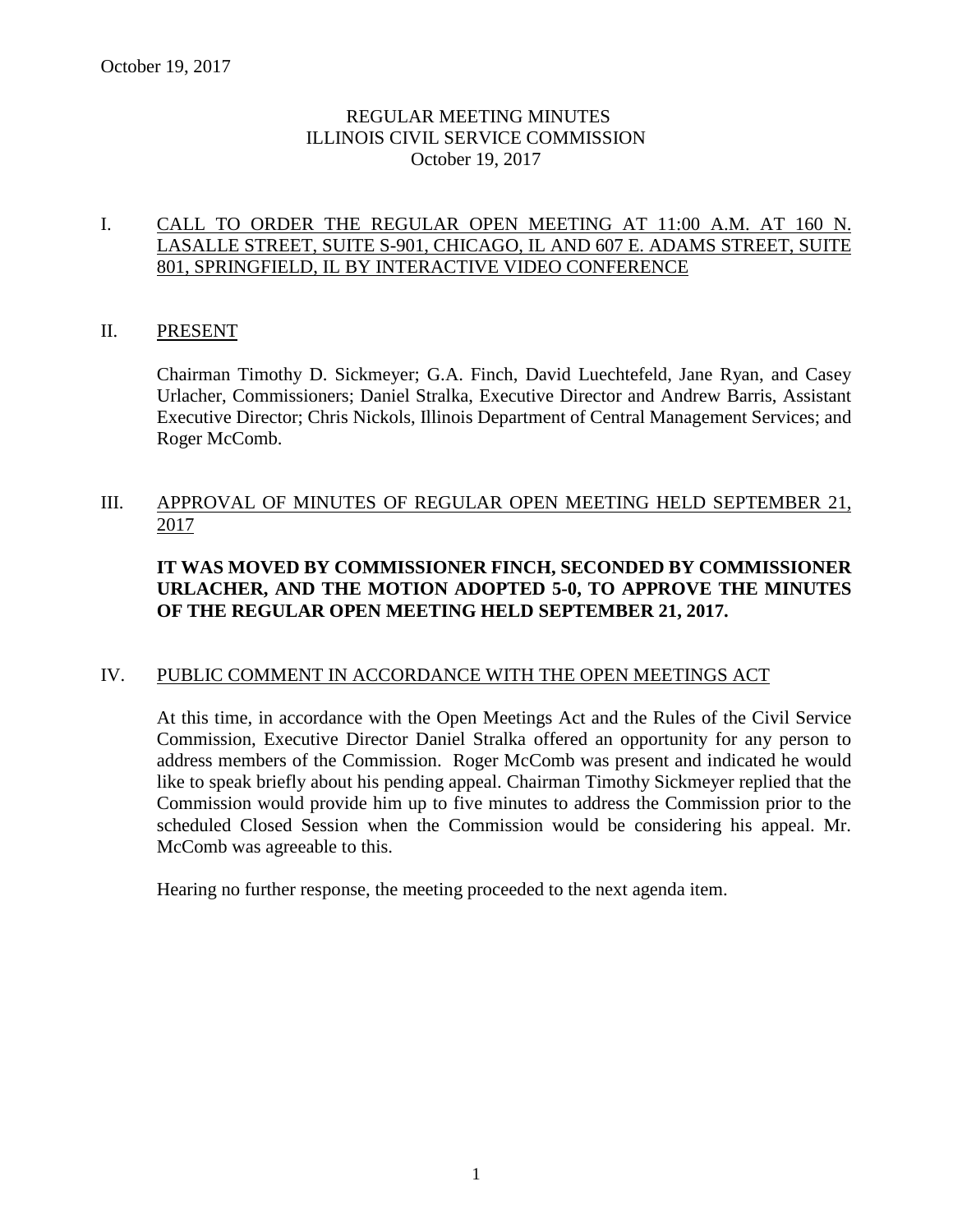# REGULAR MEETING MINUTES
# ILLINOIS CIVIL SERVICE COMMISSION
October 19, 2017

## I. CALL TO ORDER THE REGULAR OPEN MEETING AT 11:00 A.M. AT 160 N. LASALLE STREET, SUITE S-901, CHICAGO, IL AND 607 E. ADAMS STREET, SUITE 801, SPRINGFIELD, IL BY INTERACTIVE VIDEO CONFERENCE

## II. PRESENT

Chairman Timothy D. Sickmeyer; G.A. Finch, David Luechtefeld, Jane Ryan, and Casey Urlacher, Commissioners; Daniel Stralka, Executive Director and Andrew Barris, Assistant Executive Director; Chris Nickols, Illinois Department of Central Management Services; and Roger McComb.

## III. APPROVAL OF MINUTES OF REGULAR OPEN MEETING HELD SEPTEMBER 21, 2017

**IT WAS MOVED BY COMMISSIONER FINCH, SECONDED BY COMMISSIONER URLACHER, AND THE MOTION ADOPTED 5-0, TO APPROVE THE MINUTES OF THE REGULAR OPEN MEETING HELD SEPTEMBER 21, 2017.**

## IV. PUBLIC COMMENT IN ACCORDANCE WITH THE OPEN MEETINGS ACT

At this time, in accordance with the Open Meetings Act and the Rules of the Civil Service Commission, Executive Director Daniel Stralka offered an opportunity for any person to address members of the Commission. Roger McComb was present and indicated he would like to speak briefly about his pending appeal. Chairman Timothy Sickmeyer replied that the Commission would provide him up to five minutes to address the Commission prior to the scheduled Closed Session when the Commission would be considering his appeal. Mr. McComb was agreeable to this.

Hearing no further response, the meeting proceeded to the next agenda item.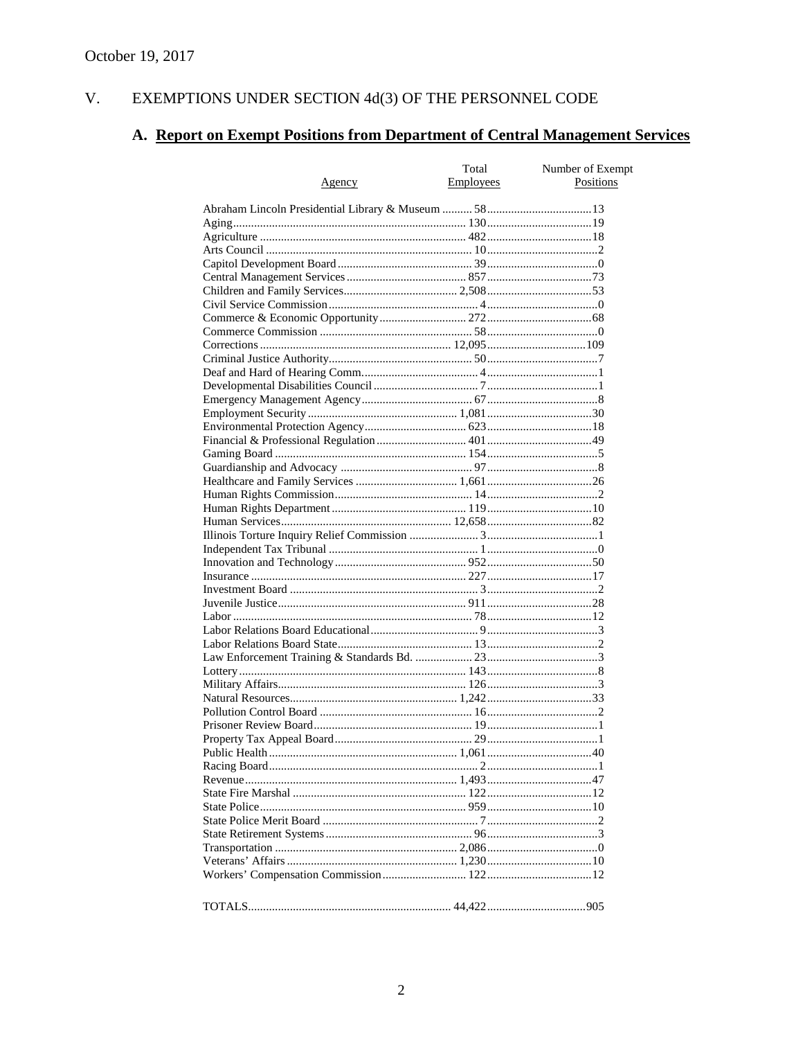October 19, 2017

## V. EXEMPTIONS UNDER SECTION 4d(3) OF THE PERSONNEL CODE

### A. Report on Exempt Positions from Department of Central Management Services

| Agency | Total Employees | Number of Exempt Positions |
|---|---|---|
| Abraham Lincoln Presidential Library & Museum | 58 | 13 |
| Aging | 130 | 19 |
| Agriculture | 482 | 18 |
| Arts Council | 10 | 2 |
| Capitol Development Board | 39 | 0 |
| Central Management Services | 857 | 73 |
| Children and Family Services | 2,508 | 53 |
| Civil Service Commission | 4 | 0 |
| Commerce & Economic Opportunity | 272 | 68 |
| Commerce Commission | 58 | 0 |
| Corrections | 12,095 | 109 |
| Criminal Justice Authority | 50 | 7 |
| Deaf and Hard of Hearing Comm. | 4 | 1 |
| Developmental Disabilities Council | 7 | 1 |
| Emergency Management Agency | 67 | 8 |
| Employment Security | 1,081 | 30 |
| Environmental Protection Agency | 623 | 18 |
| Financial & Professional Regulation | 401 | 49 |
| Gaming Board | 154 | 5 |
| Guardianship and Advocacy | 97 | 8 |
| Healthcare and Family Services | 1,661 | 26 |
| Human Rights Commission | 14 | 2 |
| Human Rights Department | 119 | 10 |
| Human Services | 12,658 | 82 |
| Illinois Torture Inquiry Relief Commission | 3 | 1 |
| Independent Tax Tribunal | 1 | 0 |
| Innovation and Technology | 952 | 50 |
| Insurance | 227 | 17 |
| Investment Board | 3 | 2 |
| Juvenile Justice | 911 | 28 |
| Labor | 78 | 12 |
| Labor Relations Board Educational | 9 | 3 |
| Labor Relations Board State | 13 | 2 |
| Law Enforcement Training & Standards Bd. | 23 | 3 |
| Lottery | 143 | 8 |
| Military Affairs | 126 | 3 |
| Natural Resources | 1,242 | 33 |
| Pollution Control Board | 16 | 2 |
| Prisoner Review Board | 19 | 1 |
| Property Tax Appeal Board | 29 | 1 |
| Public Health | 1,061 | 40 |
| Racing Board | 2 | 1 |
| Revenue | 1,493 | 47 |
| State Fire Marshal | 122 | 12 |
| State Police | 959 | 10 |
| State Police Merit Board | 7 | 2 |
| State Retirement Systems | 96 | 3 |
| Transportation | 2,086 | 0 |
| Veterans' Affairs | 1,230 | 10 |
| Workers' Compensation Commission | 122 | 12 |
| TOTALS | 44,422 | 905 |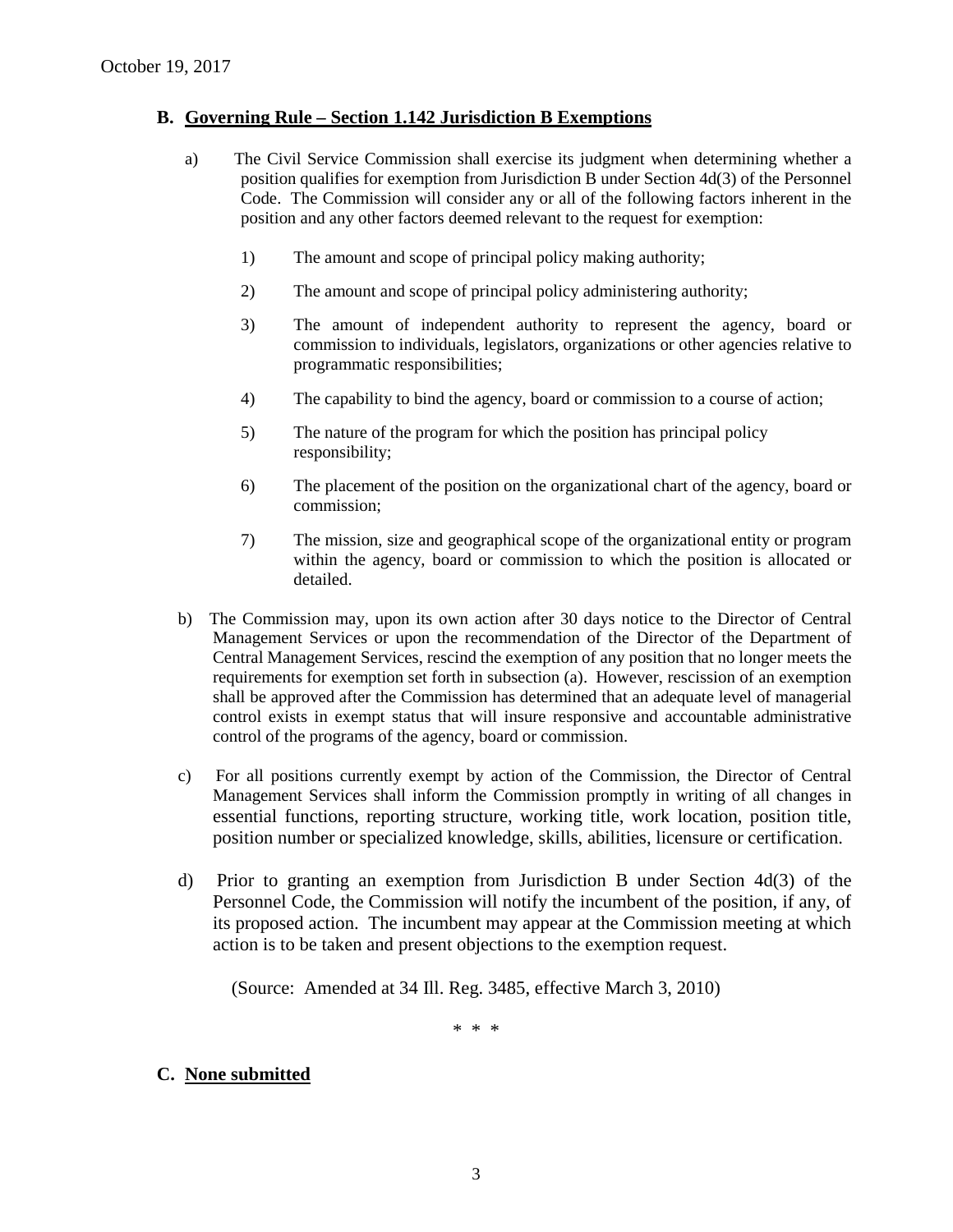October 19, 2017

## B. Governing Rule – Section 1.142 Jurisdiction B Exemptions

a) The Civil Service Commission shall exercise its judgment when determining whether a position qualifies for exemption from Jurisdiction B under Section 4d(3) of the Personnel Code. The Commission will consider any or all of the following factors inherent in the position and any other factors deemed relevant to the request for exemption:

1) The amount and scope of principal policy making authority;

2) The amount and scope of principal policy administering authority;

3) The amount of independent authority to represent the agency, board or commission to individuals, legislators, organizations or other agencies relative to programmatic responsibilities;

4) The capability to bind the agency, board or commission to a course of action;

5) The nature of the program for which the position has principal policy responsibility;

6) The placement of the position on the organizational chart of the agency, board or commission;

7) The mission, size and geographical scope of the organizational entity or program within the agency, board or commission to which the position is allocated or detailed.

b) The Commission may, upon its own action after 30 days notice to the Director of Central Management Services or upon the recommendation of the Director of the Department of Central Management Services, rescind the exemption of any position that no longer meets the requirements for exemption set forth in subsection (a). However, rescission of an exemption shall be approved after the Commission has determined that an adequate level of managerial control exists in exempt status that will insure responsive and accountable administrative control of the programs of the agency, board or commission.

c) For all positions currently exempt by action of the Commission, the Director of Central Management Services shall inform the Commission promptly in writing of all changes in essential functions, reporting structure, working title, work location, position title, position number or specialized knowledge, skills, abilities, licensure or certification.

d) Prior to granting an exemption from Jurisdiction B under Section 4d(3) of the Personnel Code, the Commission will notify the incumbent of the position, if any, of its proposed action. The incumbent may appear at the Commission meeting at which action is to be taken and present objections to the exemption request.

(Source: Amended at 34 Ill. Reg. 3485, effective March 3, 2010)

\* \* \*

## C. None submitted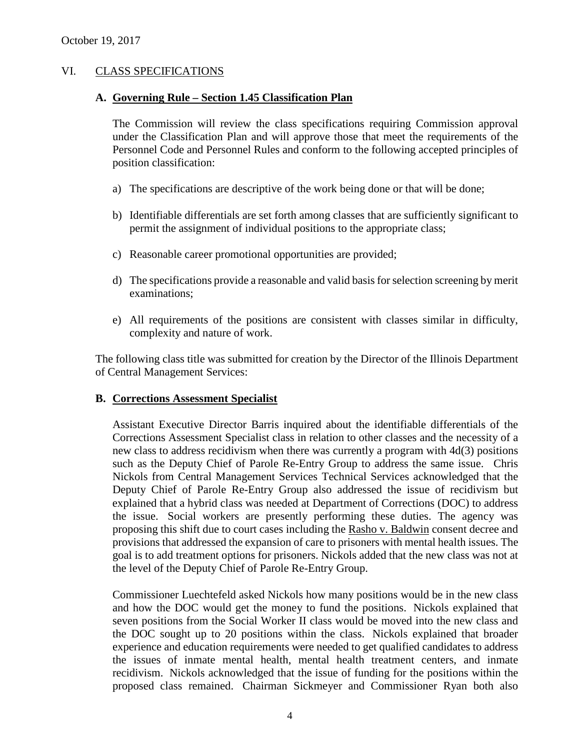October 19, 2017

## VI. CLASS SPECIFICATIONS

### A. Governing Rule – Section 1.45 Classification Plan

The Commission will review the class specifications requiring Commission approval under the Classification Plan and will approve those that meet the requirements of the Personnel Code and Personnel Rules and conform to the following accepted principles of position classification:

a) The specifications are descriptive of the work being done or that will be done;

b) Identifiable differentials are set forth among classes that are sufficiently significant to permit the assignment of individual positions to the appropriate class;

c) Reasonable career promotional opportunities are provided;

d) The specifications provide a reasonable and valid basis for selection screening by merit examinations;

e) All requirements of the positions are consistent with classes similar in difficulty, complexity and nature of work.

The following class title was submitted for creation by the Director of the Illinois Department of Central Management Services:

### B. Corrections Assessment Specialist

Assistant Executive Director Barris inquired about the identifiable differentials of the Corrections Assessment Specialist class in relation to other classes and the necessity of a new class to address recidivism when there was currently a program with 4d(3) positions such as the Deputy Chief of Parole Re-Entry Group to address the same issue. Chris Nickols from Central Management Services Technical Services acknowledged that the Deputy Chief of Parole Re-Entry Group also addressed the issue of recidivism but explained that a hybrid class was needed at Department of Corrections (DOC) to address the issue. Social workers are presently performing these duties. The agency was proposing this shift due to court cases including the Rasho v. Baldwin consent decree and provisions that addressed the expansion of care to prisoners with mental health issues. The goal is to add treatment options for prisoners. Nickols added that the new class was not at the level of the Deputy Chief of Parole Re-Entry Group.

Commissioner Luechtefeld asked Nickols how many positions would be in the new class and how the DOC would get the money to fund the positions. Nickols explained that seven positions from the Social Worker II class would be moved into the new class and the DOC sought up to 20 positions within the class. Nickols explained that broader experience and education requirements were needed to get qualified candidates to address the issues of inmate mental health, mental health treatment centers, and inmate recidivism. Nickols acknowledged that the issue of funding for the positions within the proposed class remained. Chairman Sickmeyer and Commissioner Ryan both also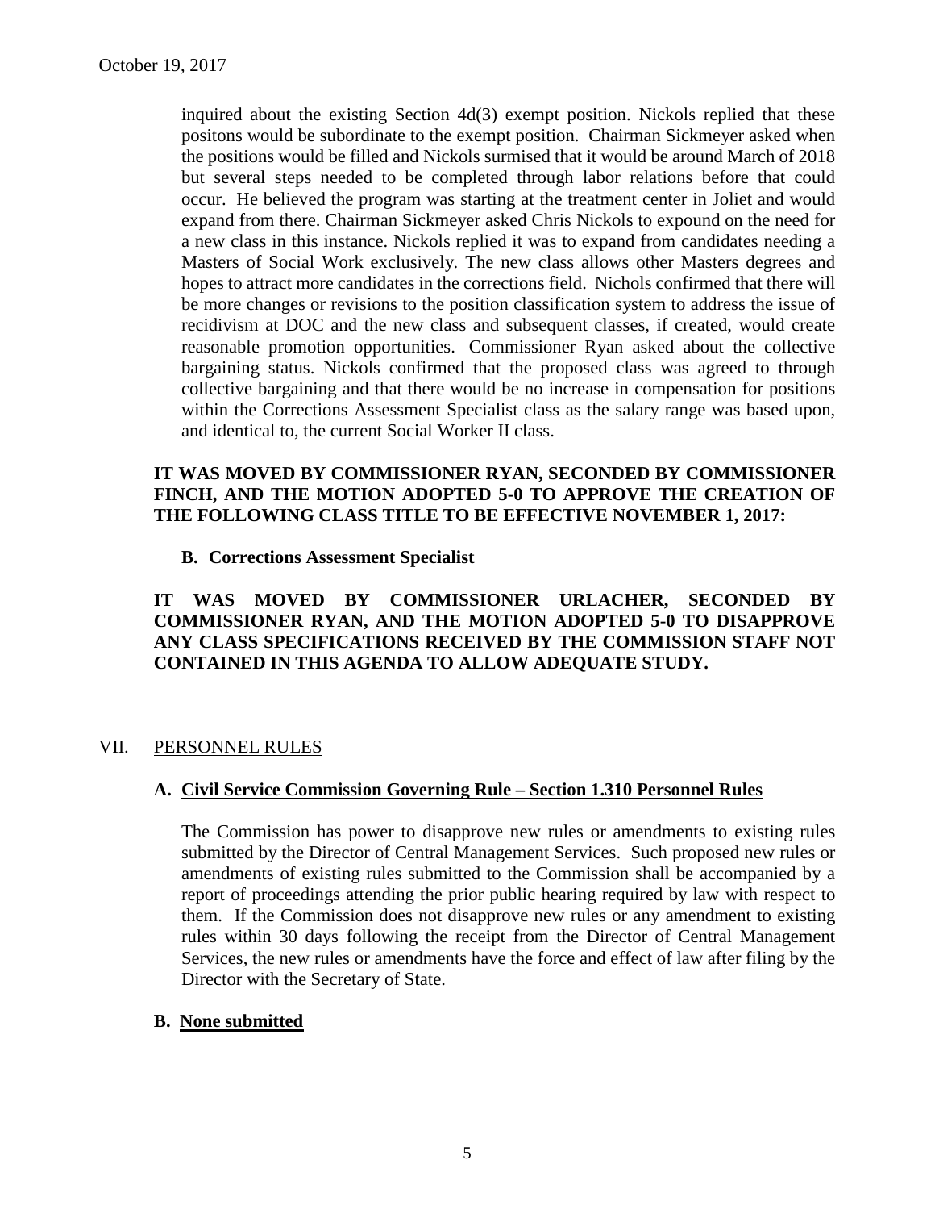inquired about the existing Section 4d(3) exempt position. Nickols replied that these positons would be subordinate to the exempt position. Chairman Sickmeyer asked when the positions would be filled and Nickols surmised that it would be around March of 2018 but several steps needed to be completed through labor relations before that could occur. He believed the program was starting at the treatment center in Joliet and would expand from there. Chairman Sickmeyer asked Chris Nickols to expound on the need for a new class in this instance. Nickols replied it was to expand from candidates needing a Masters of Social Work exclusively. The new class allows other Masters degrees and hopes to attract more candidates in the corrections field. Nichols confirmed that there will be more changes or revisions to the position classification system to address the issue of recidivism at DOC and the new class and subsequent classes, if created, would create reasonable promotion opportunities. Commissioner Ryan asked about the collective bargaining status. Nickols confirmed that the proposed class was agreed to through collective bargaining and that there would be no increase in compensation for positions within the Corrections Assessment Specialist class as the salary range was based upon, and identical to, the current Social Worker II class.

**IT WAS MOVED BY COMMISSIONER RYAN, SECONDED BY COMMISSIONER FINCH, AND THE MOTION ADOPTED 5-0 TO APPROVE THE CREATION OF THE FOLLOWING CLASS TITLE TO BE EFFECTIVE NOVEMBER 1, 2017:**

**B. Corrections Assessment Specialist**

**IT WAS MOVED BY COMMISSIONER URLACHER, SECONDED BY COMMISSIONER RYAN, AND THE MOTION ADOPTED 5-0 TO DISAPPROVE ANY CLASS SPECIFICATIONS RECEIVED BY THE COMMISSION STAFF NOT CONTAINED IN THIS AGENDA TO ALLOW ADEQUATE STUDY.**

## VII. PERSONNEL RULES

### A. Civil Service Commission Governing Rule – Section 1.310 Personnel Rules

The Commission has power to disapprove new rules or amendments to existing rules submitted by the Director of Central Management Services. Such proposed new rules or amendments of existing rules submitted to the Commission shall be accompanied by a report of proceedings attending the prior public hearing required by law with respect to them. If the Commission does not disapprove new rules or any amendment to existing rules within 30 days following the receipt from the Director of Central Management Services, the new rules or amendments have the force and effect of law after filing by the Director with the Secretary of State.

### B. None submitted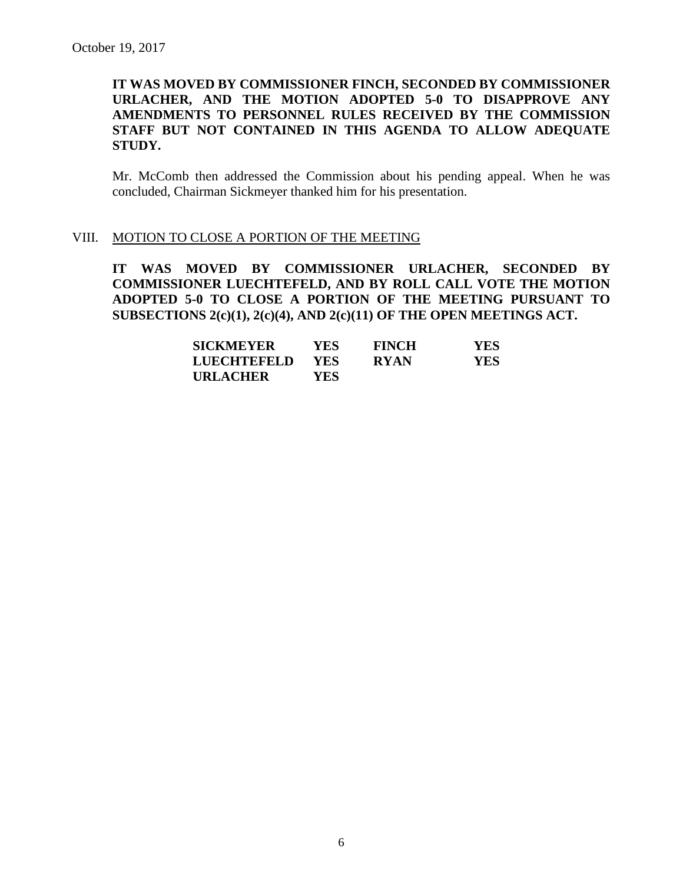October 19, 2017

**IT WAS MOVED BY COMMISSIONER FINCH, SECONDED BY COMMISSIONER URLACHER, AND THE MOTION ADOPTED 5-0 TO DISAPPROVE ANY AMENDMENTS TO PERSONNEL RULES RECEIVED BY THE COMMISSION STAFF BUT NOT CONTAINED IN THIS AGENDA TO ALLOW ADEQUATE STUDY.**

Mr. McComb then addressed the Commission about his pending appeal. When he was concluded, Chairman Sickmeyer thanked him for his presentation.

## VIII. MOTION TO CLOSE A PORTION OF THE MEETING

**IT WAS MOVED BY COMMISSIONER URLACHER, SECONDED BY COMMISSIONER LUECHTEFELD, AND BY ROLL CALL VOTE THE MOTION ADOPTED 5-0 TO CLOSE A PORTION OF THE MEETING PURSUANT TO SUBSECTIONS 2(c)(1), 2(c)(4), AND 2(c)(11) OF THE OPEN MEETINGS ACT.**

| | | | |
|---|---|---|---|
| **SICKMEYER** | **YES** | **FINCH** | **YES** |
| **LUECHTEFELD** | **YES** | **RYAN** | **YES** |
| **URLACHER** | **YES** | | |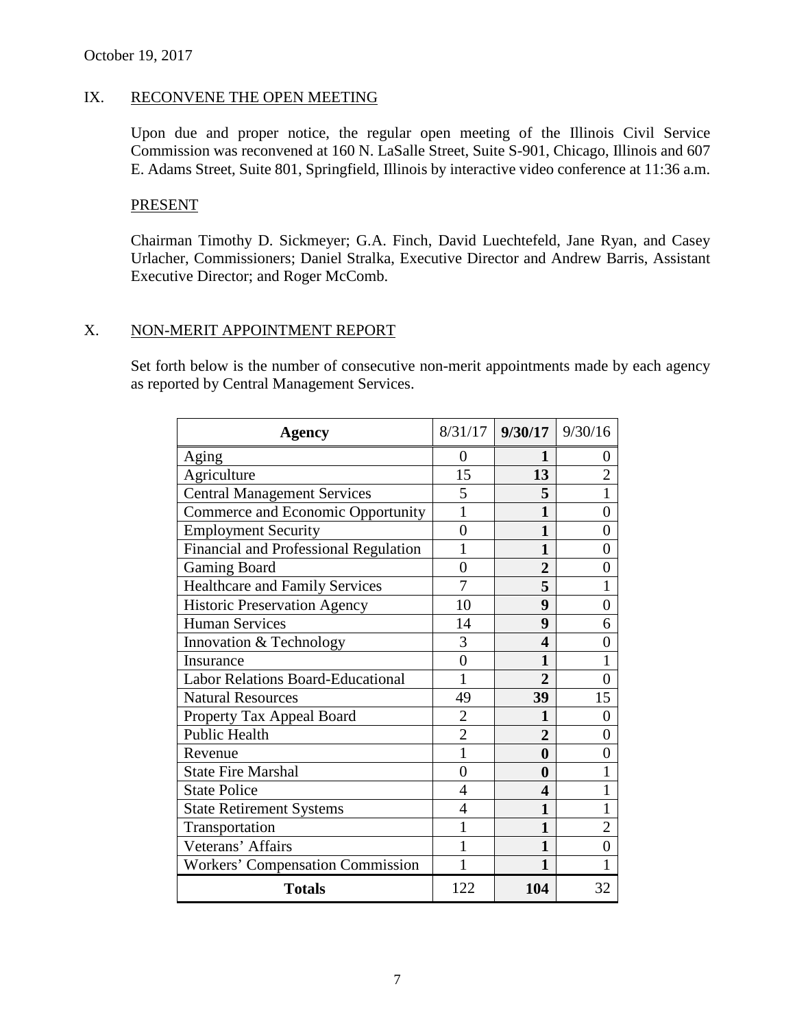October 19, 2017

## IX. RECONVENE THE OPEN MEETING

Upon due and proper notice, the regular open meeting of the Illinois Civil Service Commission was reconvened at 160 N. LaSalle Street, Suite S-901, Chicago, Illinois and 607 E. Adams Street, Suite 801, Springfield, Illinois by interactive video conference at 11:36 a.m.

### PRESENT

Chairman Timothy D. Sickmeyer; G.A. Finch, David Luechtefeld, Jane Ryan, and Casey Urlacher, Commissioners; Daniel Stralka, Executive Director and Andrew Barris, Assistant Executive Director; and Roger McComb.

## X. NON-MERIT APPOINTMENT REPORT

Set forth below is the number of consecutive non-merit appointments made by each agency as reported by Central Management Services.

| **Agency** | 8/31/17 | **9/30/17** | 9/30/16 |
|---|---|---|---|
| Aging | 0 | **1** | 0 |
| Agriculture | 15 | **13** | 2 |
| Central Management Services | 5 | **5** | 1 |
| Commerce and Economic Opportunity | 1 | **1** | 0 |
| Employment Security | 0 | **1** | 0 |
| Financial and Professional Regulation | 1 | **1** | 0 |
| Gaming Board | 0 | **2** | 0 |
| Healthcare and Family Services | 7 | **5** | 1 |
| Historic Preservation Agency | 10 | **9** | 0 |
| Human Services | 14 | **9** | 6 |
| Innovation & Technology | 3 | **4** | 0 |
| Insurance | 0 | **1** | 1 |
| Labor Relations Board-Educational | 1 | **2** | 0 |
| Natural Resources | 49 | **39** | 15 |
| Property Tax Appeal Board | 2 | **1** | 0 |
| Public Health | 2 | **2** | 0 |
| Revenue | 1 | **0** | 0 |
| State Fire Marshal | 0 | **0** | 1 |
| State Police | 4 | **4** | 1 |
| State Retirement Systems | 4 | **1** | 1 |
| Transportation | 1 | **1** | 2 |
| Veterans' Affairs | 1 | **1** | 0 |
| Workers' Compensation Commission | 1 | **1** | 1 |
| **Totals** | 122 | **104** | 32 |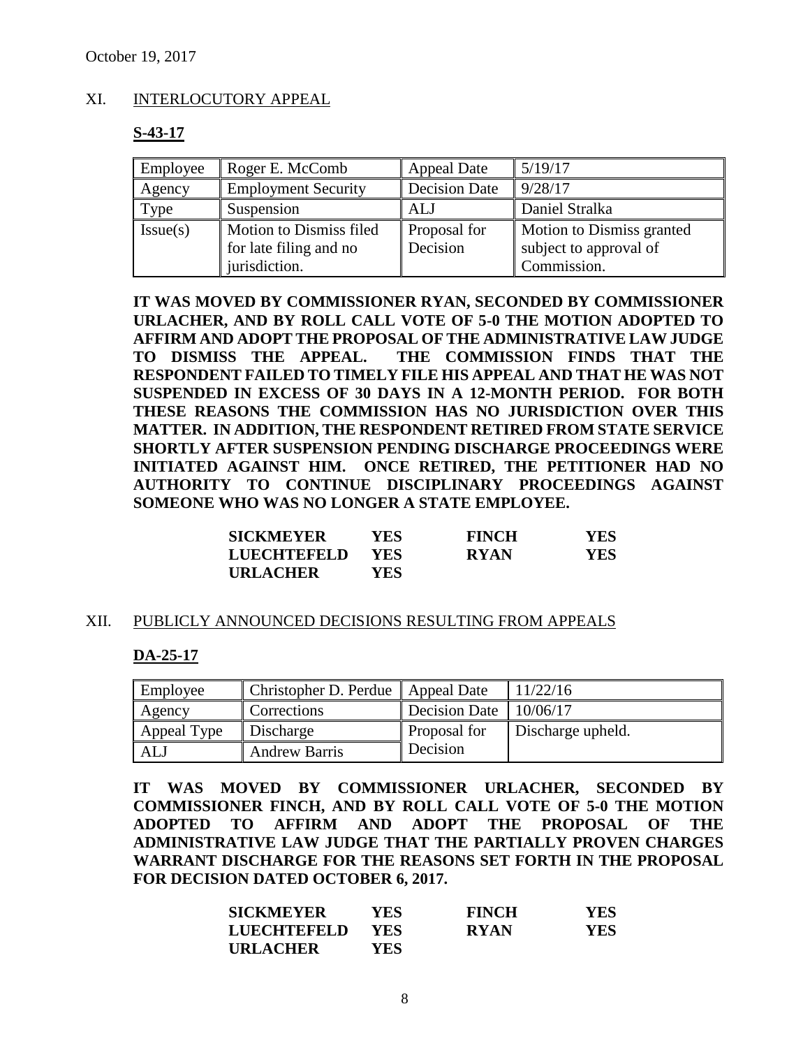October 19, 2017

## XI. INTERLOCUTORY APPEAL

**S-43-17**

| Employee | Roger E. McComb | Appeal Date | 5/19/17 |
|---|---|---|---|
| Agency | Employment Security | Decision Date | 9/28/17 |
| Type | Suspension | ALJ | Daniel Stralka |
| Issue(s) | Motion to Dismiss filed for late filing and no jurisdiction. | Proposal for Decision | Motion to Dismiss granted subject to approval of Commission. |

**IT WAS MOVED BY COMMISSIONER RYAN, SECONDED BY COMMISSIONER URLACHER, AND BY ROLL CALL VOTE OF 5-0 THE MOTION ADOPTED TO AFFIRM AND ADOPT THE PROPOSAL OF THE ADMINISTRATIVE LAW JUDGE TO DISMISS THE APPEAL. THE COMMISSION FINDS THAT THE RESPONDENT FAILED TO TIMELY FILE HIS APPEAL AND THAT HE WAS NOT SUSPENDED IN EXCESS OF 30 DAYS IN A 12-MONTH PERIOD. FOR BOTH THESE REASONS THE COMMISSION HAS NO JURISDICTION OVER THIS MATTER. IN ADDITION, THE RESPONDENT RETIRED FROM STATE SERVICE SHORTLY AFTER SUSPENSION PENDING DISCHARGE PROCEEDINGS WERE INITIATED AGAINST HIM. ONCE RETIRED, THE PETITIONER HAD NO AUTHORITY TO CONTINUE DISCIPLINARY PROCEEDINGS AGAINST SOMEONE WHO WAS NO LONGER A STATE EMPLOYEE.**

| | | | |
|---|---|---|---|
| **SICKMEYER** | **YES** | **FINCH** | **YES** |
| **LUECHTEFELD** | **YES** | **RYAN** | **YES** |
| **URLACHER** | **YES** | | |

## XII. PUBLICLY ANNOUNCED DECISIONS RESULTING FROM APPEALS

**DA-25-17**

| Employee | Christopher D. Perdue | Appeal Date | 11/22/16 |
|---|---|---|---|
| Agency | Corrections | Decision Date | 10/06/17 |
| Appeal Type | Discharge | Proposal for Decision | Discharge upheld. |
| ALJ | Andrew Barris | | |

**IT WAS MOVED BY COMMISSIONER URLACHER, SECONDED BY COMMISSIONER FINCH, AND BY ROLL CALL VOTE OF 5-0 THE MOTION ADOPTED TO AFFIRM AND ADOPT THE PROPOSAL OF THE ADMINISTRATIVE LAW JUDGE THAT THE PARTIALLY PROVEN CHARGES WARRANT DISCHARGE FOR THE REASONS SET FORTH IN THE PROPOSAL FOR DECISION DATED OCTOBER 6, 2017.**

| | | | |
|---|---|---|---|
| **SICKMEYER** | **YES** | **FINCH** | **YES** |
| **LUECHTEFELD** | **YES** | **RYAN** | **YES** |
| **URLACHER** | **YES** | | |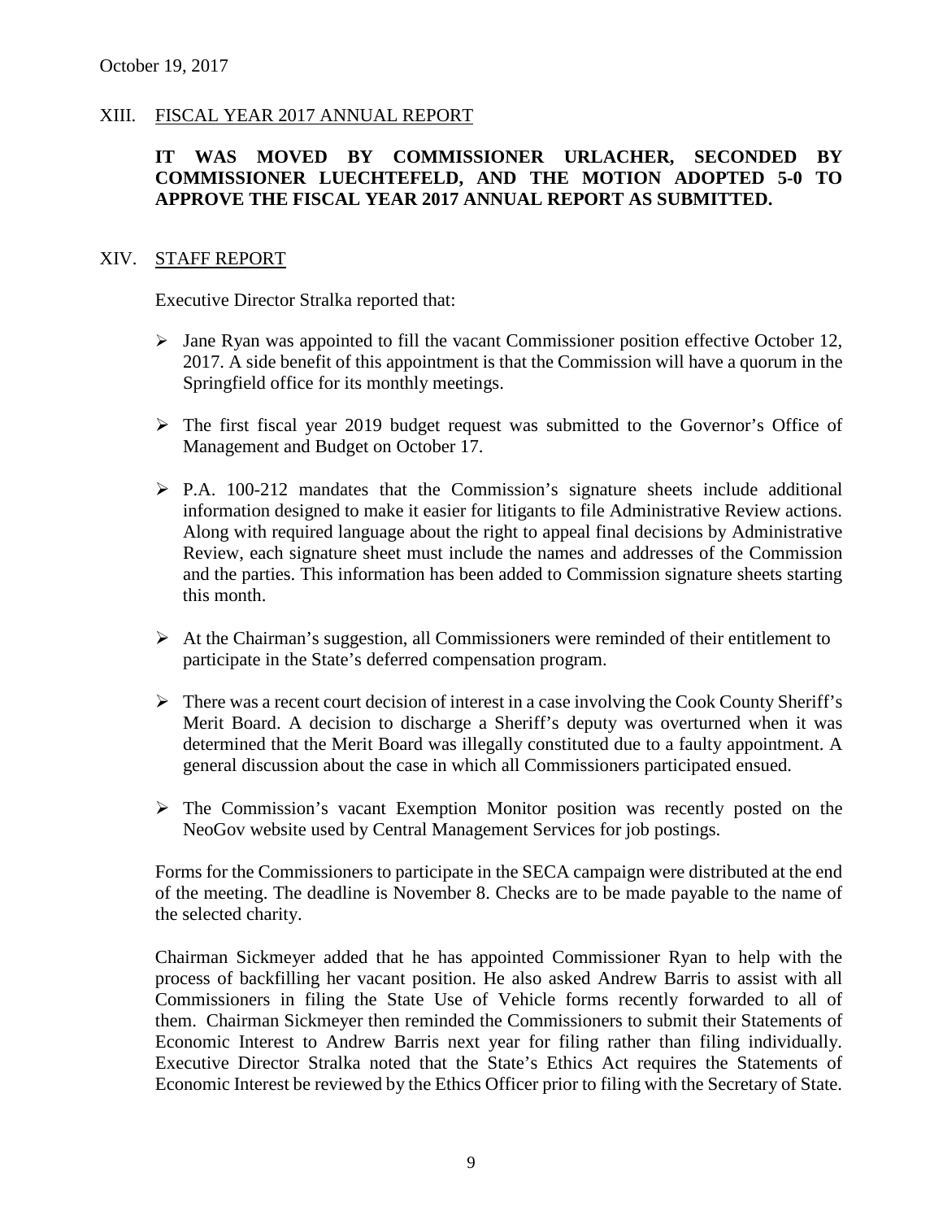October 19, 2017

## XIII. FISCAL YEAR 2017 ANNUAL REPORT

**IT WAS MOVED BY COMMISSIONER URLACHER, SECONDED BY COMMISSIONER LUECHTEFELD, AND THE MOTION ADOPTED 5-0 TO APPROVE THE FISCAL YEAR 2017 ANNUAL REPORT AS SUBMITTED.**

## XIV. STAFF REPORT

Executive Director Stralka reported that:

- Jane Ryan was appointed to fill the vacant Commissioner position effective October 12, 2017. A side benefit of this appointment is that the Commission will have a quorum in the Springfield office for its monthly meetings.
- The first fiscal year 2019 budget request was submitted to the Governor's Office of Management and Budget on October 17.
- P.A. 100-212 mandates that the Commission's signature sheets include additional information designed to make it easier for litigants to file Administrative Review actions. Along with required language about the right to appeal final decisions by Administrative Review, each signature sheet must include the names and addresses of the Commission and the parties. This information has been added to Commission signature sheets starting this month.
- At the Chairman's suggestion, all Commissioners were reminded of their entitlement to participate in the State's deferred compensation program.
- There was a recent court decision of interest in a case involving the Cook County Sheriff's Merit Board. A decision to discharge a Sheriff's deputy was overturned when it was determined that the Merit Board was illegally constituted due to a faulty appointment. A general discussion about the case in which all Commissioners participated ensued.
- The Commission's vacant Exemption Monitor position was recently posted on the NeoGov website used by Central Management Services for job postings.

Forms for the Commissioners to participate in the SECA campaign were distributed at the end of the meeting. The deadline is November 8. Checks are to be made payable to the name of the selected charity.

Chairman Sickmeyer added that he has appointed Commissioner Ryan to help with the process of backfilling her vacant position. He also asked Andrew Barris to assist with all Commissioners in filing the State Use of Vehicle forms recently forwarded to all of them. Chairman Sickmeyer then reminded the Commissioners to submit their Statements of Economic Interest to Andrew Barris next year for filing rather than filing individually. Executive Director Stralka noted that the State's Ethics Act requires the Statements of Economic Interest be reviewed by the Ethics Officer prior to filing with the Secretary of State.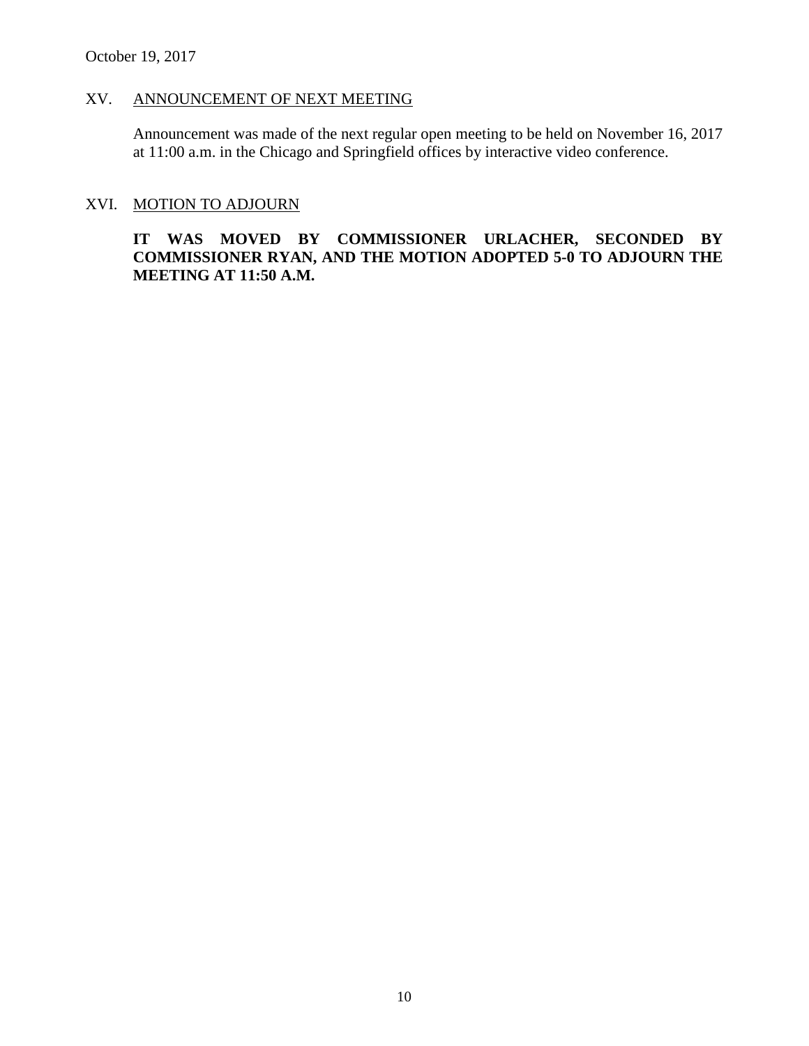October 19, 2017

## XV. ANNOUNCEMENT OF NEXT MEETING

Announcement was made of the next regular open meeting to be held on November 16, 2017 at 11:00 a.m. in the Chicago and Springfield offices by interactive video conference.

## XVI. MOTION TO ADJOURN

**IT WAS MOVED BY COMMISSIONER URLACHER, SECONDED BY COMMISSIONER RYAN, AND THE MOTION ADOPTED 5-0 TO ADJOURN THE MEETING AT 11:50 A.M.**